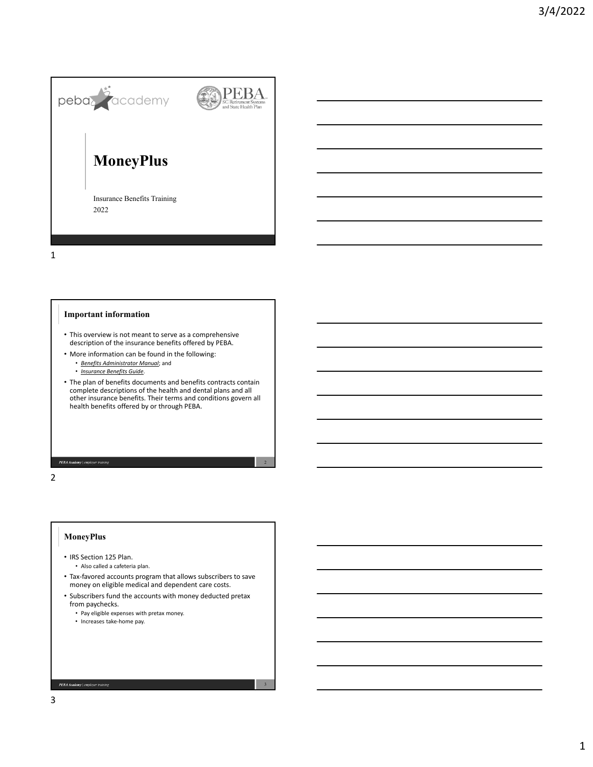# MoneyPlus

Insurance Benefits Training
2022

## Important information

- This overview is not meant to serve as a comprehensive description of the insurance benefits offered by PEBA.
- More information can be found in the following:
  - *Benefits Administrator Manual*; and
  - *Insurance Benefits Guide*.
- The plan of benefits documents and benefits contracts contain complete descriptions of the health and dental plans and all other insurance benefits. Their terms and conditions govern all health benefits offered by or through PEBA.

## MoneyPlus

- IRS Section 125 Plan.
  - Also called a cafeteria plan.
- Tax-favored accounts program that allows subscribers to save money on eligible medical and dependent care costs.
- Subscribers fund the accounts with money deducted pretax from paychecks.
  - Pay eligible expenses with pretax money.
  - Increases take-home pay.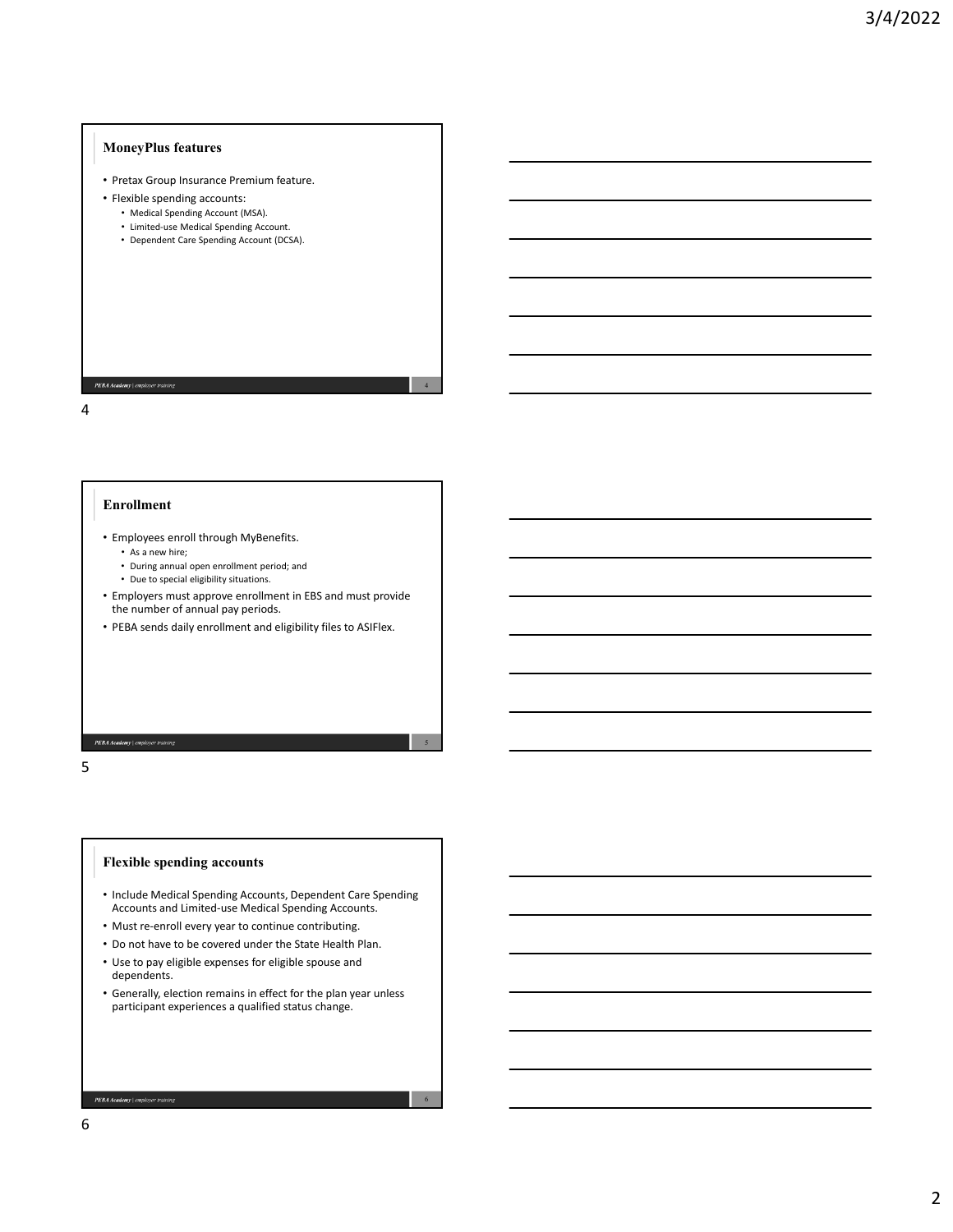## MoneyPlus features

- Pretax Group Insurance Premium feature.
- Flexible spending accounts:
  - Medical Spending Account (MSA).
  - Limited-use Medical Spending Account.
  - Dependent Care Spending Account (DCSA).

## Enrollment

- Employees enroll through MyBenefits.
  - As a new hire;
  - During annual open enrollment period; and
  - Due to special eligibility situations.
- Employers must approve enrollment in EBS and must provide the number of annual pay periods.
- PEBA sends daily enrollment and eligibility files to ASIFlex.

## Flexible spending accounts

- Include Medical Spending Accounts, Dependent Care Spending Accounts and Limited-use Medical Spending Accounts.
- Must re-enroll every year to continue contributing.
- Do not have to be covered under the State Health Plan.
- Use to pay eligible expenses for eligible spouse and dependents.
- Generally, election remains in effect for the plan year unless participant experiences a qualified status change.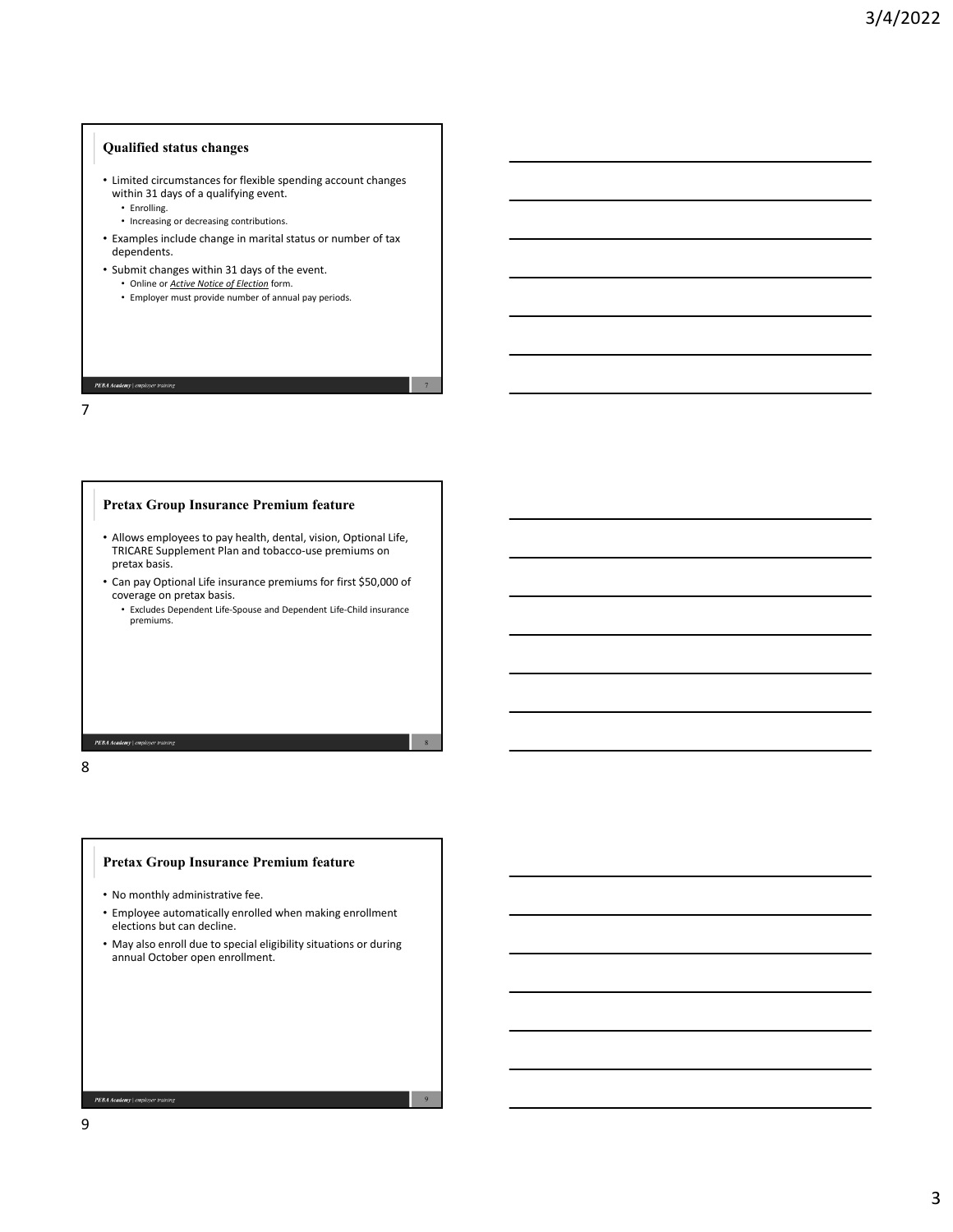## Qualified status changes

- Limited circumstances for flexible spending account changes within 31 days of a qualifying event.
  - Enrolling.
  - Increasing or decreasing contributions.
- Examples include change in marital status or number of tax dependents.
- Submit changes within 31 days of the event.
  - Online or *Active Notice of Election* form.
  - Employer must provide number of annual pay periods.

## Pretax Group Insurance Premium feature

- Allows employees to pay health, dental, vision, Optional Life, TRICARE Supplement Plan and tobacco-use premiums on pretax basis.
- Can pay Optional Life insurance premiums for first $50,000 of coverage on pretax basis.
  - Excludes Dependent Life-Spouse and Dependent Life-Child insurance premiums.

## Pretax Group Insurance Premium feature

- No monthly administrative fee.
- Employee automatically enrolled when making enrollment elections but can decline.
- May also enroll due to special eligibility situations or during annual October open enrollment.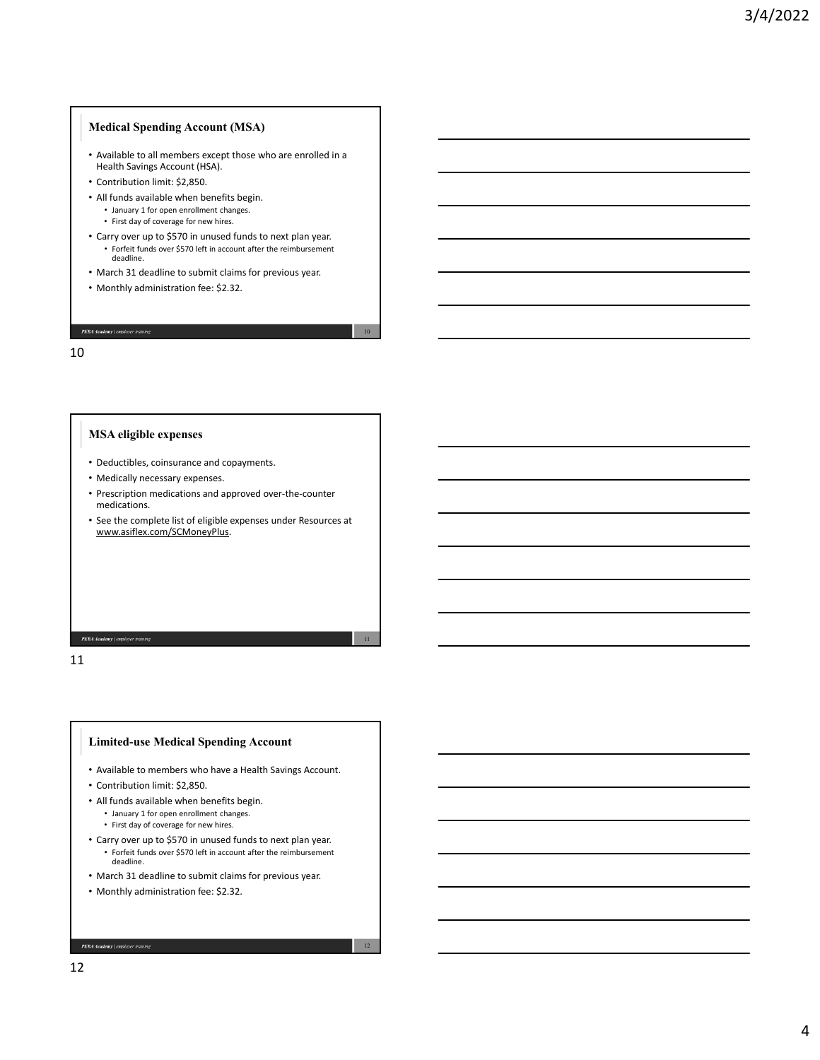## Medical Spending Account (MSA)

- Available to all members except those who are enrolled in a Health Savings Account (HSA).
- Contribution limit: $2,850.
- All funds available when benefits begin.
  - January 1 for open enrollment changes.
  - First day of coverage for new hires.
- Carry over up to $570 in unused funds to next plan year.
  - Forfeit funds over $570 left in account after the reimbursement deadline.
- March 31 deadline to submit claims for previous year.
- Monthly administration fee: $2.32.

## MSA eligible expenses

- Deductibles, coinsurance and copayments.
- Medically necessary expenses.
- Prescription medications and approved over-the-counter medications.
- See the complete list of eligible expenses under Resources at www.asiflex.com/SCMoneyPlus.

## Limited-use Medical Spending Account

- Available to members who have a Health Savings Account.
- Contribution limit: $2,850.
- All funds available when benefits begin.
  - January 1 for open enrollment changes.
  - First day of coverage for new hires.
- Carry over up to $570 in unused funds to next plan year.
  - Forfeit funds over $570 left in account after the reimbursement deadline.
- March 31 deadline to submit claims for previous year.
- Monthly administration fee: $2.32.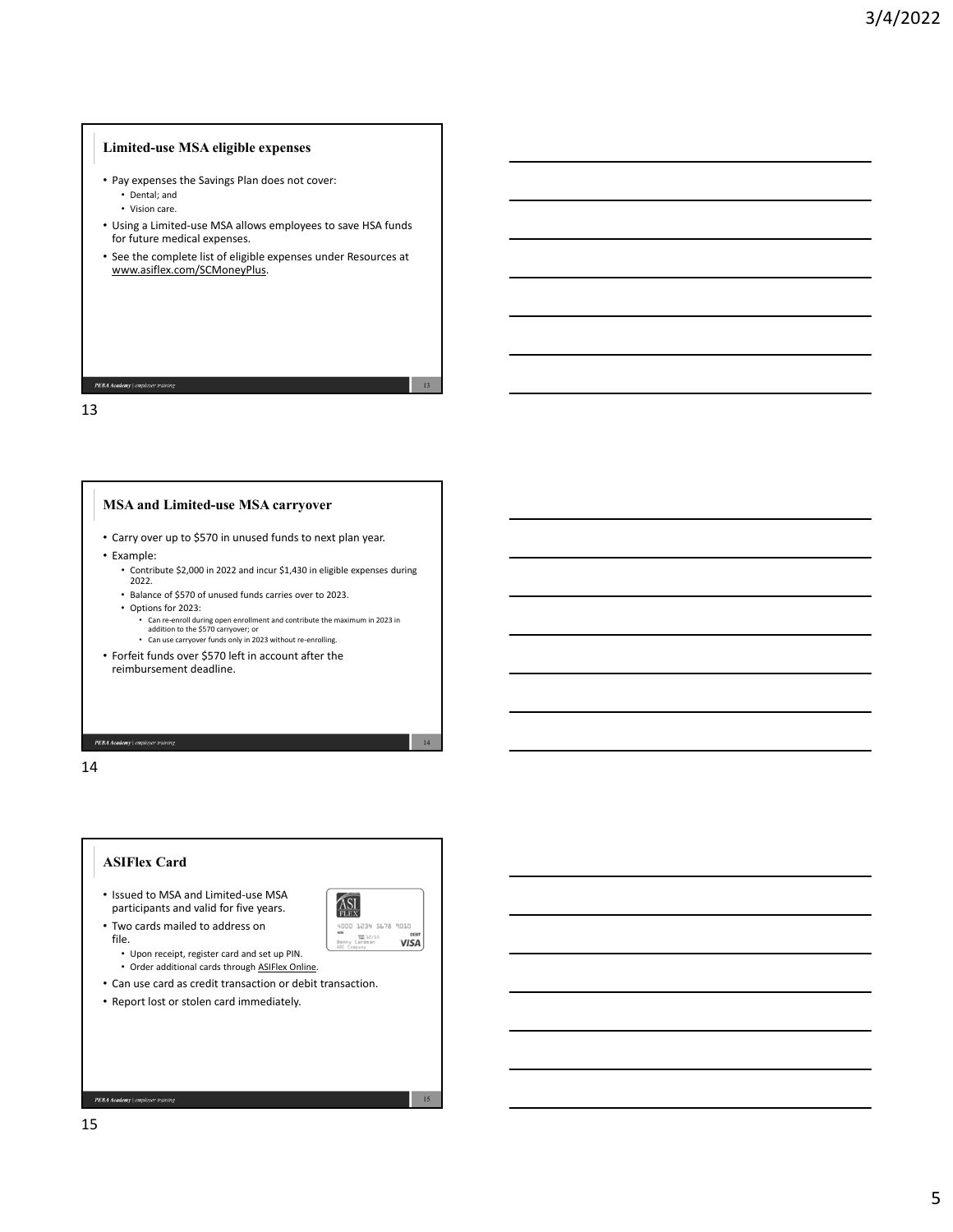## Limited-use MSA eligible expenses

- Pay expenses the Savings Plan does not cover:
  - Dental; and
  - Vision care.
- Using a Limited-use MSA allows employees to save HSA funds for future medical expenses.
- See the complete list of eligible expenses under Resources at www.asiflex.com/SCMoneyPlus.

## MSA and Limited-use MSA carryover

- Carry over up to $570 in unused funds to next plan year.
- Example:
  - Contribute $2,000 in 2022 and incur $1,430 in eligible expenses during 2022.
  - Balance of $570 of unused funds carries over to 2023.
  - Options for 2023:
    - Can re-enroll during open enrollment and contribute the maximum in 2023 in addition to the $570 carryover; or
    - Can use carryover funds only in 2023 without re-enrolling.
- Forfeit funds over $570 left in account after the reimbursement deadline.

## ASIFlex Card

- Issued to MSA and Limited-use MSA participants and valid for five years.
- Two cards mailed to address on file.
  - Upon receipt, register card and set up PIN.
  - Order additional cards through ASIFlex Online.
- Can use card as credit transaction or debit transaction.
- Report lost or stolen card immediately.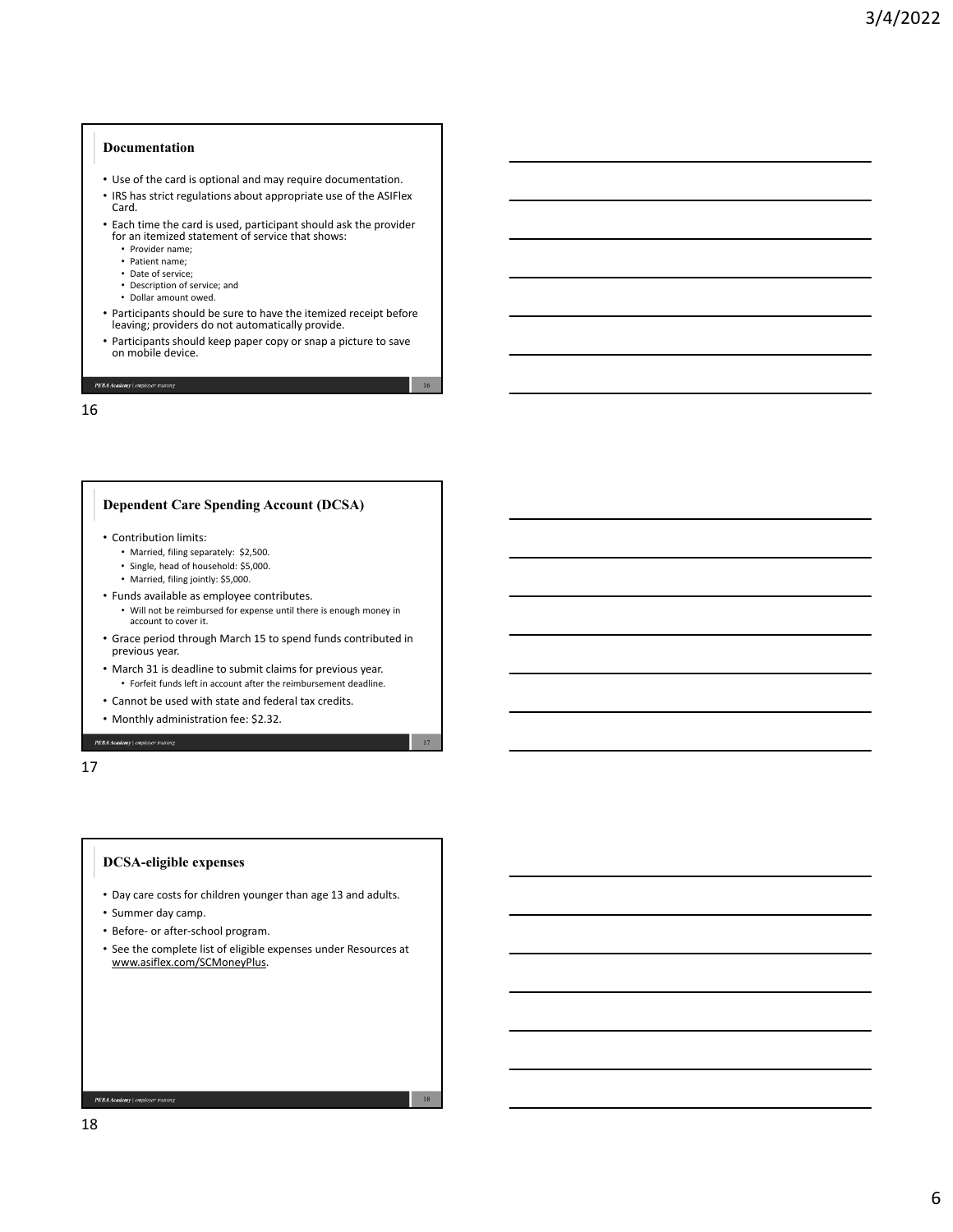## Documentation

- Use of the card is optional and may require documentation.
- IRS has strict regulations about appropriate use of the ASIFlex Card.
- Each time the card is used, participant should ask the provider for an itemized statement of service that shows:
  - Provider name;
  - Patient name;
  - Date of service;
  - Description of service; and
  - Dollar amount owed.
- Participants should be sure to have the itemized receipt before leaving; providers do not automatically provide.
- Participants should keep paper copy or snap a picture to save on mobile device.

## Dependent Care Spending Account (DCSA)

- Contribution limits:
  - Married, filing separately: $2,500.
  - Single, head of household: $5,000.
  - Married, filing jointly: $5,000.
- Funds available as employee contributes.
  - Will not be reimbursed for expense until there is enough money in account to cover it.
- Grace period through March 15 to spend funds contributed in previous year.
- March 31 is deadline to submit claims for previous year.
  - Forfeit funds left in account after the reimbursement deadline.
- Cannot be used with state and federal tax credits.
- Monthly administration fee: $2.32.

## DCSA-eligible expenses

- Day care costs for children younger than age 13 and adults.
- Summer day camp.
- Before- or after-school program.
- See the complete list of eligible expenses under Resources at www.asiflex.com/SCMoneyPlus.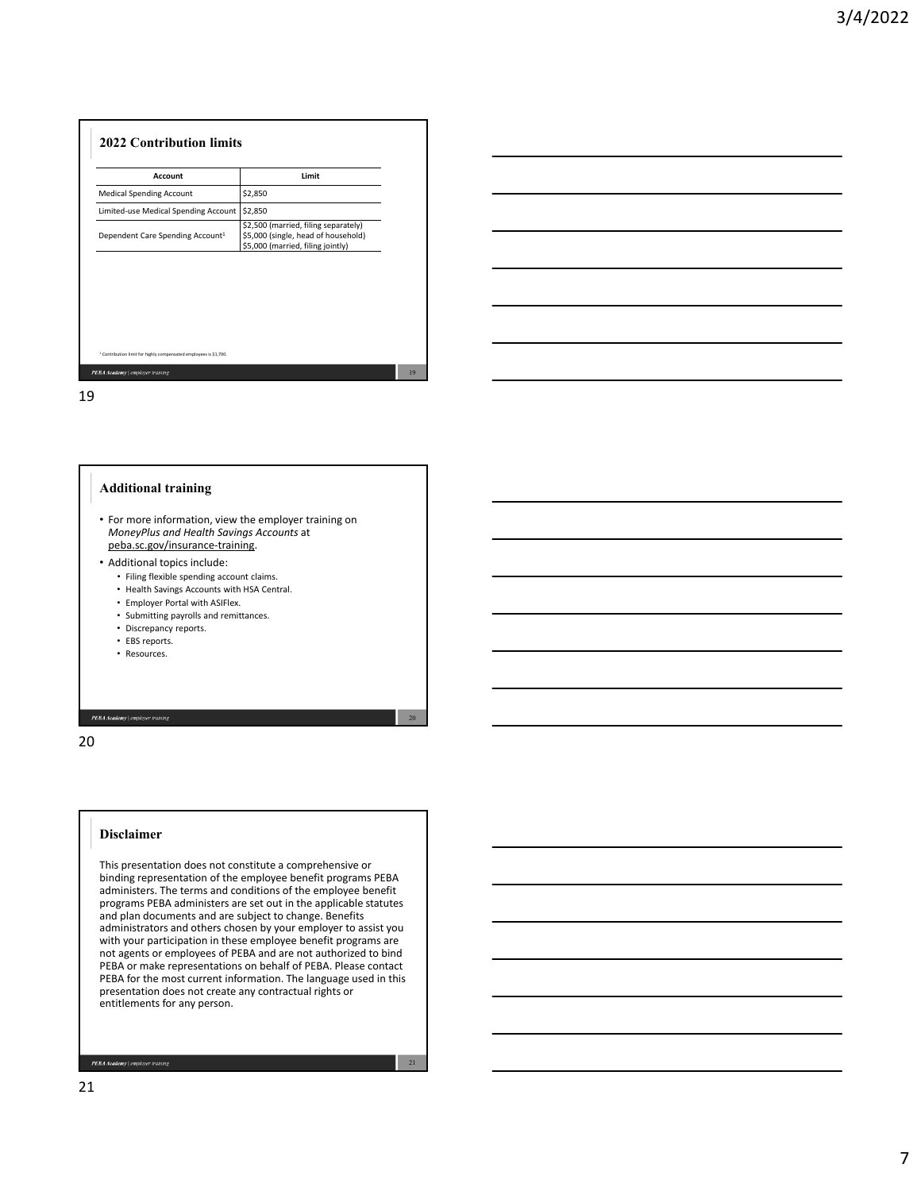## 2022 Contribution limits

| Account | Limit |
|---|---|
| Medical Spending Account | $2,850 |
| Limited-use Medical Spending Account | $2,850 |
| Dependent Care Spending Account[1] | $2,500 (married, filing separately)<br>$5,000 (single, head of household)<br>$5,000 (married, filing jointly) |

[1] Contribution limit for highly compensated employees is $1,700.

## Additional training

- For more information, view the employer training on *MoneyPlus and Health Savings Accounts* at peba.sc.gov/insurance-training.
- Additional topics include:
  - Filing flexible spending account claims.
  - Health Savings Accounts with HSA Central.
  - Employer Portal with ASIFlex.
  - Submitting payrolls and remittances.
  - Discrepancy reports.
  - EBS reports.
  - Resources.

## Disclaimer

This presentation does not constitute a comprehensive or binding representation of the employee benefit programs PEBA administers. The terms and conditions of the employee benefit programs PEBA administers are set out in the applicable statutes and plan documents and are subject to change. Benefits administrators and others chosen by your employer to assist you with your participation in these employee benefit programs are not agents or employees of PEBA and are not authorized to bind PEBA or make representations on behalf of PEBA. Please contact PEBA for the most current information. The language used in this presentation does not create any contractual rights or entitlements for any person.